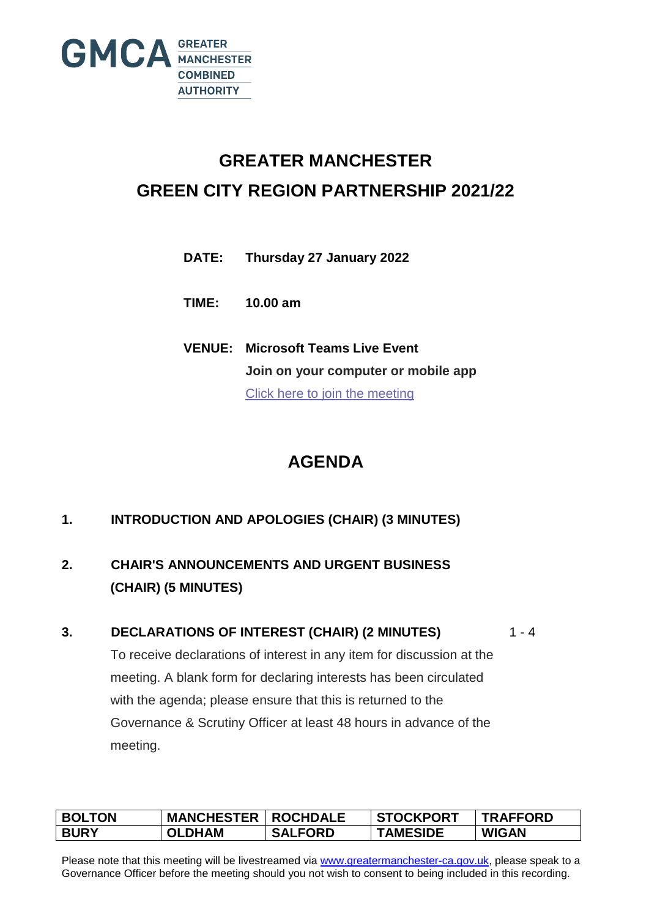GMCA GREATER MANCHESTER COMBINED AUTHORITY

# GREATER MANCHESTER
# GREEN CITY REGION PARTNERSHIP 2021/22

**DATE:** **Thursday 27 January 2022**

**TIME:** **10.00 am**

**VENUE:** **Microsoft Teams Live Event**
**Join on your computer or mobile app**
[Click here to join the meeting]

## AGENDA

**1. INTRODUCTION AND APOLOGIES (CHAIR) (3 MINUTES)**

**2. CHAIR'S ANNOUNCEMENTS AND URGENT BUSINESS (CHAIR) (5 MINUTES)**

**3. DECLARATIONS OF INTEREST (CHAIR) (2 MINUTES)** 1 - 4

To receive declarations of interest in any item for discussion at the meeting. A blank form for declaring interests has been circulated with the agenda; please ensure that this is returned to the Governance & Scrutiny Officer at least 48 hours in advance of the meeting.

| BOLTON | MANCHESTER | ROCHDALE | STOCKPORT | TRAFFORD |
|---|---|---|---|---|
| BURY | OLDHAM | SALFORD | TAMESIDE | WIGAN |

Please note that this meeting will be livestreamed via www.greatermanchester-ca.gov.uk, please speak to a Governance Officer before the meeting should you not wish to consent to being included in this recording.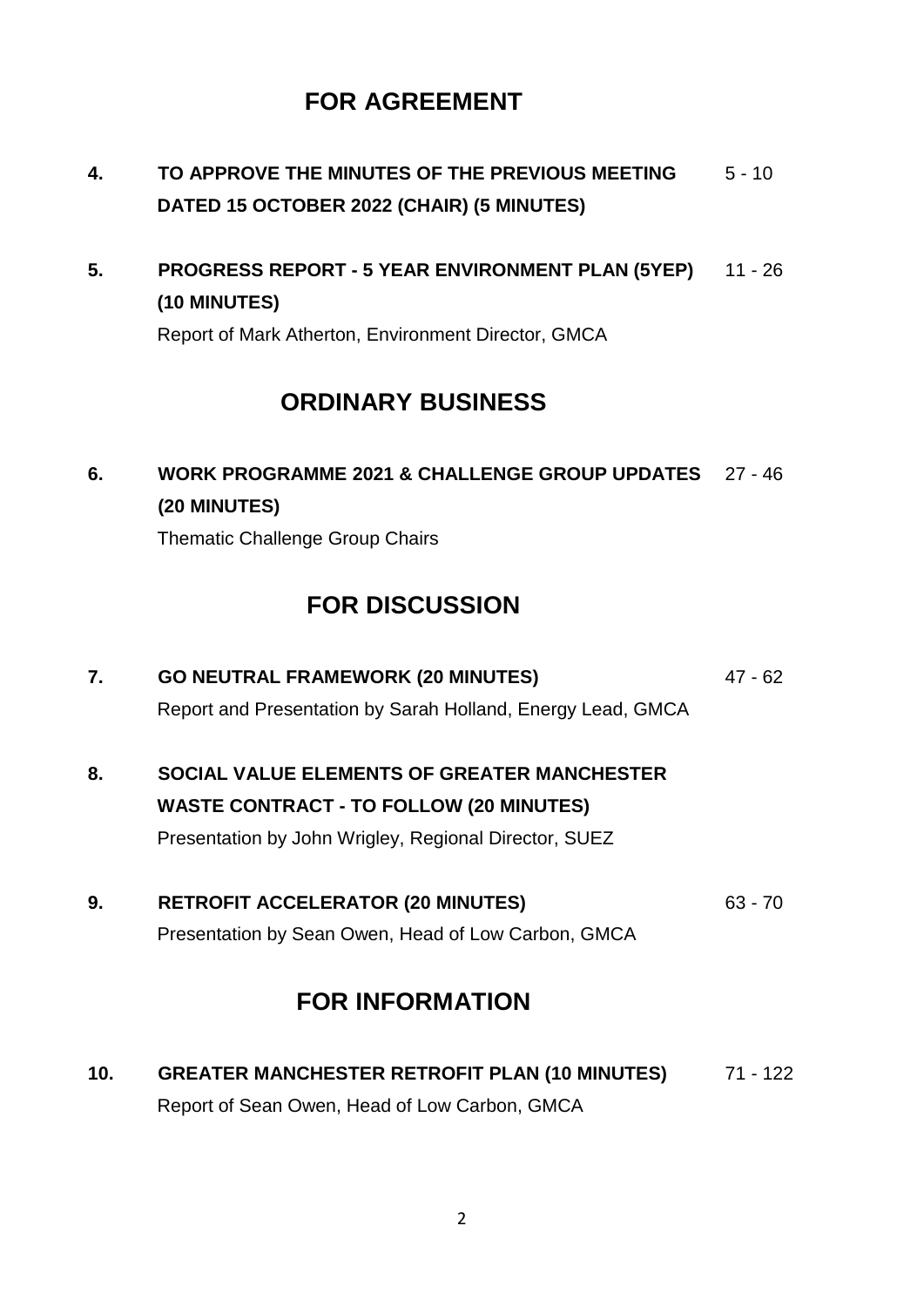## FOR AGREEMENT

**4. TO APPROVE THE MINUTES OF THE PREVIOUS MEETING DATED 15 OCTOBER 2022 (CHAIR) (5 MINUTES)** 5 - 10

**5. PROGRESS REPORT - 5 YEAR ENVIRONMENT PLAN (5YEP) (10 MINUTES)** 11 - 26

Report of Mark Atherton, Environment Director, GMCA

## ORDINARY BUSINESS

**6. WORK PROGRAMME 2021 & CHALLENGE GROUP UPDATES (20 MINUTES)** 27 - 46

Thematic Challenge Group Chairs

## FOR DISCUSSION

**7. GO NEUTRAL FRAMEWORK (20 MINUTES)** 47 - 62

Report and Presentation by Sarah Holland, Energy Lead, GMCA

**8. SOCIAL VALUE ELEMENTS OF GREATER MANCHESTER WASTE CONTRACT - TO FOLLOW (20 MINUTES)**

Presentation by John Wrigley, Regional Director, SUEZ

**9. RETROFIT ACCELERATOR (20 MINUTES)** 63 - 70

Presentation by Sean Owen, Head of Low Carbon, GMCA

## FOR INFORMATION

**10. GREATER MANCHESTER RETROFIT PLAN (10 MINUTES)** 71 - 122

Report of Sean Owen, Head of Low Carbon, GMCA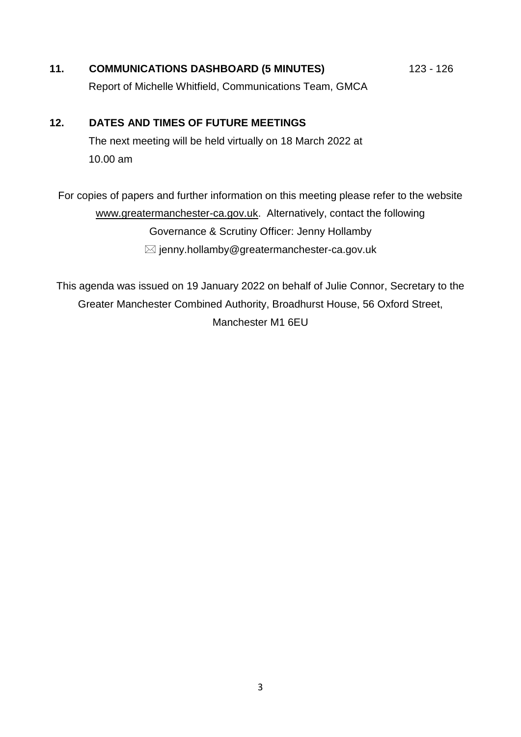**11. COMMUNICATIONS DASHBOARD (5 MINUTES)** 123 - 126

Report of Michelle Whitfield, Communications Team, GMCA

**12. DATES AND TIMES OF FUTURE MEETINGS**

The next meeting will be held virtually on 18 March 2022 at 10.00 am

For copies of papers and further information on this meeting please refer to the website www.greatermanchester-ca.gov.uk. Alternatively, contact the following Governance & Scrutiny Officer: Jenny Hollamby

✉ jenny.hollamby@greatermanchester-ca.gov.uk

This agenda was issued on 19 January 2022 on behalf of Julie Connor, Secretary to the Greater Manchester Combined Authority, Broadhurst House, 56 Oxford Street, Manchester M1 6EU